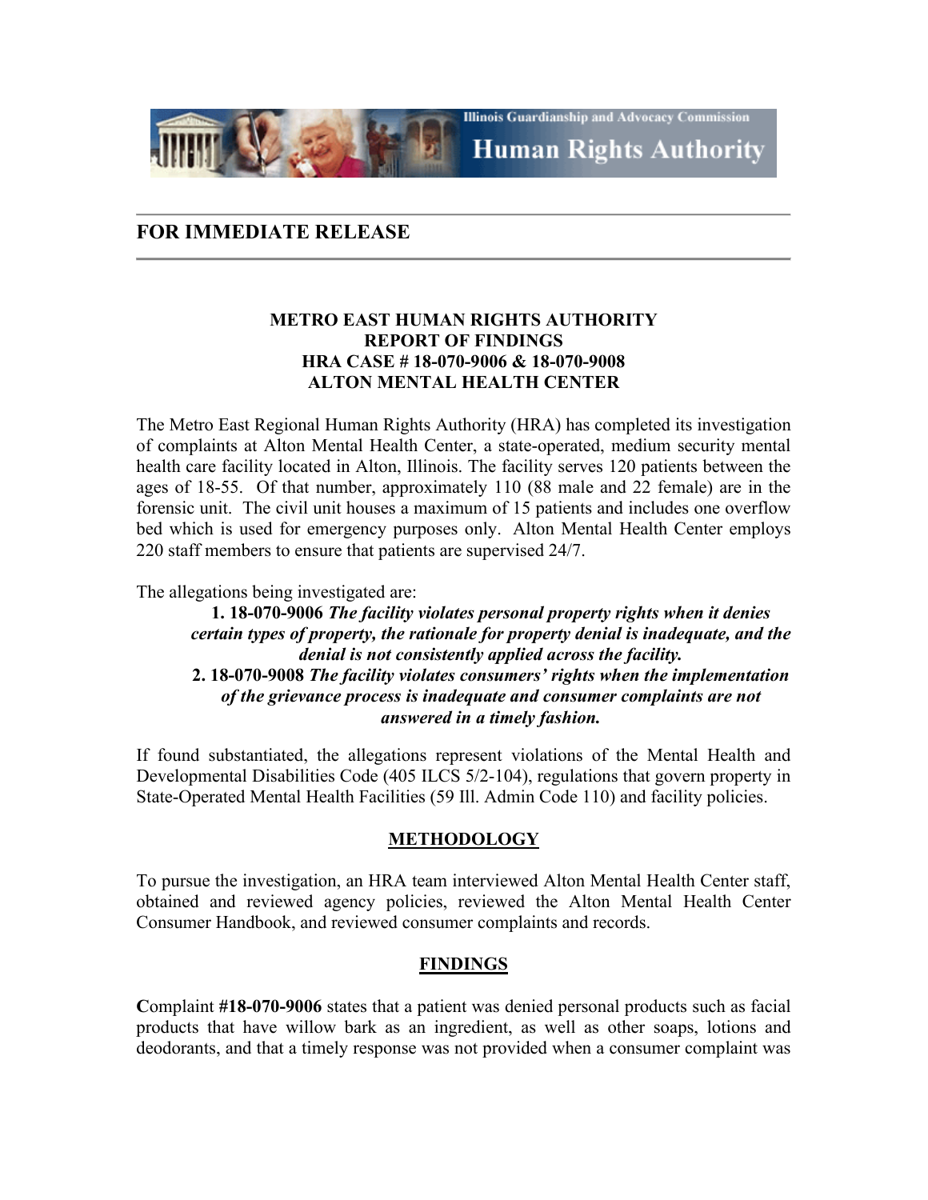Illinois Guardianship and Advocacy Commission

Human Rights Authority

---

## FOR IMMEDIATE RELEASE

---

### METRO EAST HUMAN RIGHTS AUTHORITY
### REPORT OF FINDINGS
### HRA CASE # 18-070-9006 & 18-070-9008
### ALTON MENTAL HEALTH CENTER

The Metro East Regional Human Rights Authority (HRA) has completed its investigation of complaints at Alton Mental Health Center, a state-operated, medium security mental health care facility located in Alton, Illinois. The facility serves 120 patients between the ages of 18-55. Of that number, approximately 110 (88 male and 22 female) are in the forensic unit. The civil unit houses a maximum of 15 patients and includes one overflow bed which is used for emergency purposes only. Alton Mental Health Center employs 220 staff members to ensure that patients are supervised 24/7.

The allegations being investigated are:

1. **18-070-9006** ***The facility violates personal property rights when it denies certain types of property, the rationale for property denial is inadequate, and the denial is not consistently applied across the facility.***
2. **18-070-9008** ***The facility violates consumers' rights when the implementation of the grievance process is inadequate and consumer complaints are not answered in a timely fashion.***

If found substantiated, the allegations represent violations of the Mental Health and Developmental Disabilities Code (405 ILCS 5/2-104), regulations that govern property in State-Operated Mental Health Facilities (59 Ill. Admin Code 110) and facility policies.

### METHODOLOGY

To pursue the investigation, an HRA team interviewed Alton Mental Health Center staff, obtained and reviewed agency policies, reviewed the Alton Mental Health Center Consumer Handbook, and reviewed consumer complaints and records.

### FINDINGS

**C**omplaint **#18-070-9006** states that a patient was denied personal products such as facial products that have willow bark as an ingredient, as well as other soaps, lotions and deodorants, and that a timely response was not provided when a consumer complaint was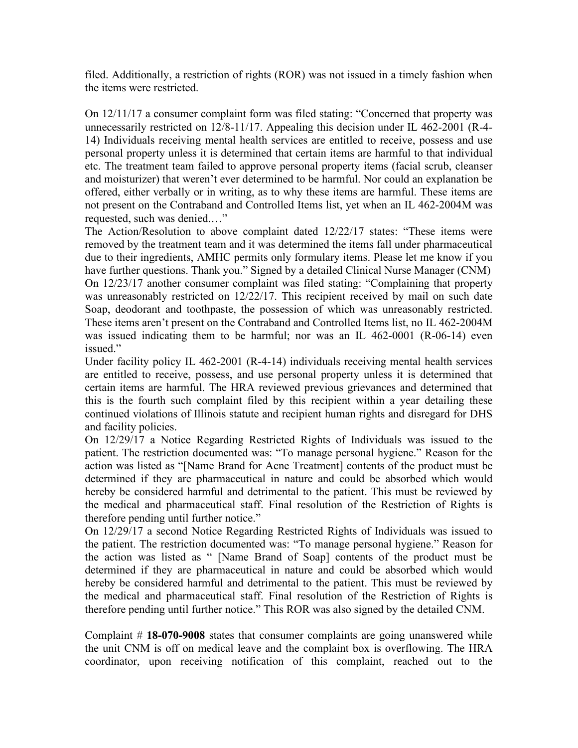filed. Additionally, a restriction of rights (ROR) was not issued in a timely fashion when the items were restricted.

On 12/11/17 a consumer complaint form was filed stating: "Concerned that property was unnecessarily restricted on 12/8-11/17. Appealing this decision under IL 462-2001 (R-4-14) Individuals receiving mental health services are entitled to receive, possess and use personal property unless it is determined that certain items are harmful to that individual etc. The treatment team failed to approve personal property items (facial scrub, cleanser and moisturizer) that weren't ever determined to be harmful. Nor could an explanation be offered, either verbally or in writing, as to why these items are harmful. These items are not present on the Contraband and Controlled Items list, yet when an IL 462-2004M was requested, such was denied.…"

The Action/Resolution to above complaint dated 12/22/17 states: "These items were removed by the treatment team and it was determined the items fall under pharmaceutical due to their ingredients, AMHC permits only formulary items. Please let me know if you have further questions. Thank you." Signed by a detailed Clinical Nurse Manager (CNM)

On 12/23/17 another consumer complaint was filed stating: "Complaining that property was unreasonably restricted on 12/22/17. This recipient received by mail on such date Soap, deodorant and toothpaste, the possession of which was unreasonably restricted. These items aren't present on the Contraband and Controlled Items list, no IL 462-2004M was issued indicating them to be harmful; nor was an IL 462-0001 (R-06-14) even issued."

Under facility policy IL 462-2001 (R-4-14) individuals receiving mental health services are entitled to receive, possess, and use personal property unless it is determined that certain items are harmful. The HRA reviewed previous grievances and determined that this is the fourth such complaint filed by this recipient within a year detailing these continued violations of Illinois statute and recipient human rights and disregard for DHS and facility policies.

On 12/29/17 a Notice Regarding Restricted Rights of Individuals was issued to the patient. The restriction documented was: "To manage personal hygiene." Reason for the action was listed as "[Name Brand for Acne Treatment] contents of the product must be determined if they are pharmaceutical in nature and could be absorbed which would hereby be considered harmful and detrimental to the patient. This must be reviewed by the medical and pharmaceutical staff. Final resolution of the Restriction of Rights is therefore pending until further notice."

On 12/29/17 a second Notice Regarding Restricted Rights of Individuals was issued to the patient. The restriction documented was: "To manage personal hygiene." Reason for the action was listed as " [Name Brand of Soap] contents of the product must be determined if they are pharmaceutical in nature and could be absorbed which would hereby be considered harmful and detrimental to the patient. This must be reviewed by the medical and pharmaceutical staff. Final resolution of the Restriction of Rights is therefore pending until further notice." This ROR was also signed by the detailed CNM.

Complaint # **18-070-9008** states that consumer complaints are going unanswered while the unit CNM is off on medical leave and the complaint box is overflowing. The HRA coordinator, upon receiving notification of this complaint, reached out to the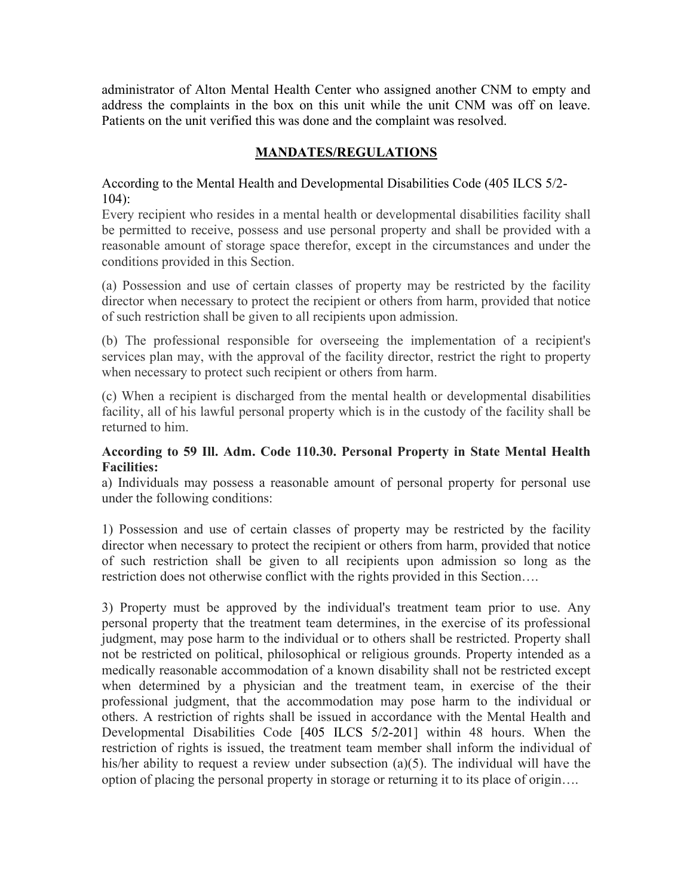administrator of Alton Mental Health Center who assigned another CNM to empty and address the complaints in the box on this unit while the unit CNM was off on leave. Patients on the unit verified this was done and the complaint was resolved.

## MANDATES/REGULATIONS

According to the Mental Health and Developmental Disabilities Code (405 ILCS 5/2-104):

Every recipient who resides in a mental health or developmental disabilities facility shall be permitted to receive, possess and use personal property and shall be provided with a reasonable amount of storage space therefor, except in the circumstances and under the conditions provided in this Section.

(a) Possession and use of certain classes of property may be restricted by the facility director when necessary to protect the recipient or others from harm, provided that notice of such restriction shall be given to all recipients upon admission.

(b) The professional responsible for overseeing the implementation of a recipient's services plan may, with the approval of the facility director, restrict the right to property when necessary to protect such recipient or others from harm.

(c) When a recipient is discharged from the mental health or developmental disabilities facility, all of his lawful personal property which is in the custody of the facility shall be returned to him.

**According to 59 Ill. Adm. Code 110.30. Personal Property in State Mental Health Facilities:**

a) Individuals may possess a reasonable amount of personal property for personal use under the following conditions:

1) Possession and use of certain classes of property may be restricted by the facility director when necessary to protect the recipient or others from harm, provided that notice of such restriction shall be given to all recipients upon admission so long as the restriction does not otherwise conflict with the rights provided in this Section….

3) Property must be approved by the individual's treatment team prior to use. Any personal property that the treatment team determines, in the exercise of its professional judgment, may pose harm to the individual or to others shall be restricted. Property shall not be restricted on political, philosophical or religious grounds. Property intended as a medically reasonable accommodation of a known disability shall not be restricted except when determined by a physician and the treatment team, in exercise of the their professional judgment, that the accommodation may pose harm to the individual or others. A restriction of rights shall be issued in accordance with the Mental Health and Developmental Disabilities Code [405 ILCS 5/2-201] within 48 hours. When the restriction of rights is issued, the treatment team member shall inform the individual of his/her ability to request a review under subsection (a)(5). The individual will have the option of placing the personal property in storage or returning it to its place of origin….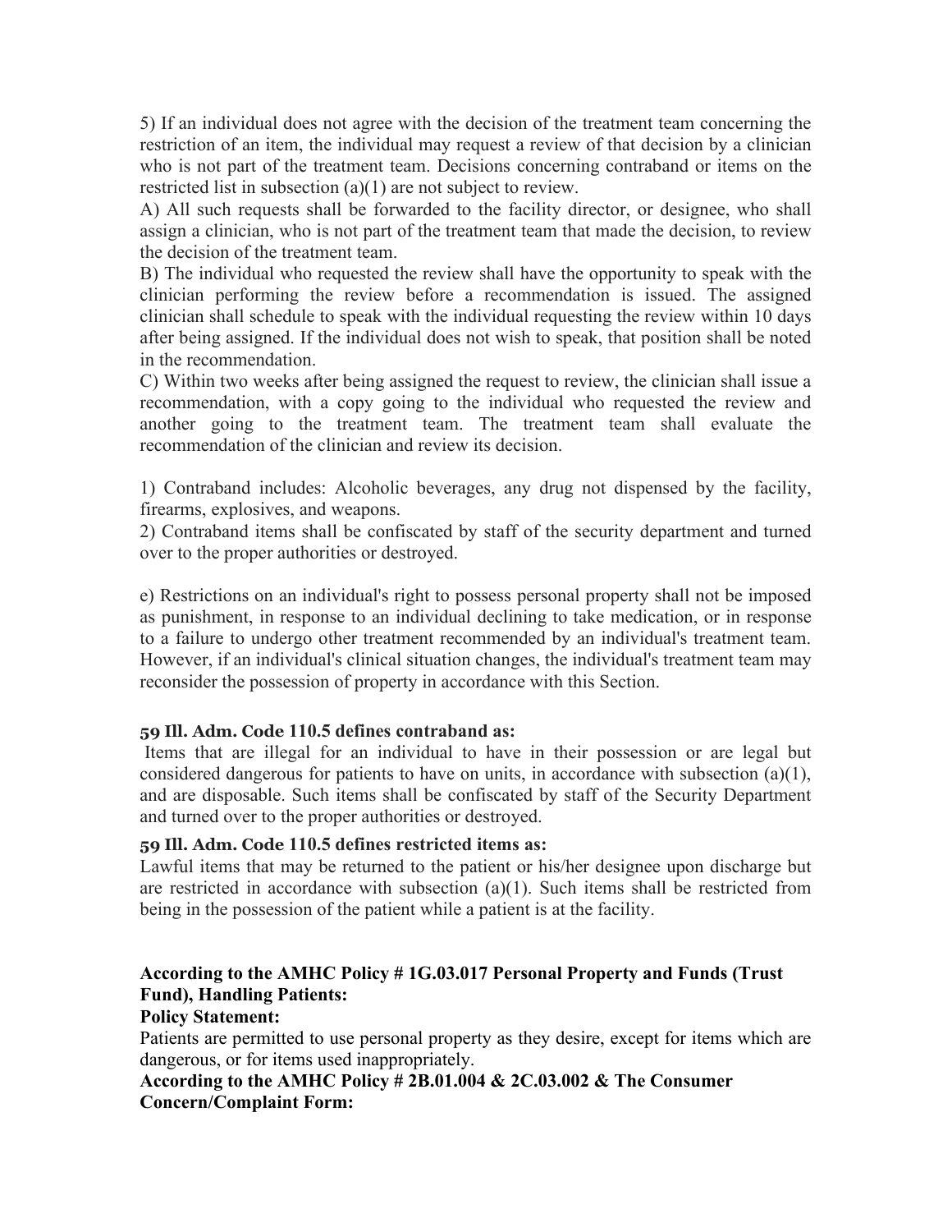5) If an individual does not agree with the decision of the treatment team concerning the restriction of an item, the individual may request a review of that decision by a clinician who is not part of the treatment team. Decisions concerning contraband or items on the restricted list in subsection (a)(1) are not subject to review.

A) All such requests shall be forwarded to the facility director, or designee, who shall assign a clinician, who is not part of the treatment team that made the decision, to review the decision of the treatment team.

B) The individual who requested the review shall have the opportunity to speak with the clinician performing the review before a recommendation is issued. The assigned clinician shall schedule to speak with the individual requesting the review within 10 days after being assigned. If the individual does not wish to speak, that position shall be noted in the recommendation.

C) Within two weeks after being assigned the request to review, the clinician shall issue a recommendation, with a copy going to the individual who requested the review and another going to the treatment team. The treatment team shall evaluate the recommendation of the clinician and review its decision.

1) Contraband includes: Alcoholic beverages, any drug not dispensed by the facility, firearms, explosives, and weapons.

2) Contraband items shall be confiscated by staff of the security department and turned over to the proper authorities or destroyed.

e) Restrictions on an individual's right to possess personal property shall not be imposed as punishment, in response to an individual declining to take medication, or in response to a failure to undergo other treatment recommended by an individual's treatment team. However, if an individual's clinical situation changes, the individual's treatment team may reconsider the possession of property in accordance with this Section.

**59 Ill. Adm. Code 110.5 defines contraband as:**

Items that are illegal for an individual to have in their possession or are legal but considered dangerous for patients to have on units, in accordance with subsection (a)(1), and are disposable. Such items shall be confiscated by staff of the Security Department and turned over to the proper authorities or destroyed.

**59 Ill. Adm. Code 110.5 defines restricted items as:**

Lawful items that may be returned to the patient or his/her designee upon discharge but are restricted in accordance with subsection (a)(1). Such items shall be restricted from being in the possession of the patient while a patient is at the facility.

**According to the AMHC Policy # 1G.03.017 Personal Property and Funds (Trust Fund), Handling Patients:**

**Policy Statement:**

Patients are permitted to use personal property as they desire, except for items which are dangerous, or for items used inappropriately.

**According to the AMHC Policy # 2B.01.004 & 2C.03.002 & The Consumer Concern/Complaint Form:**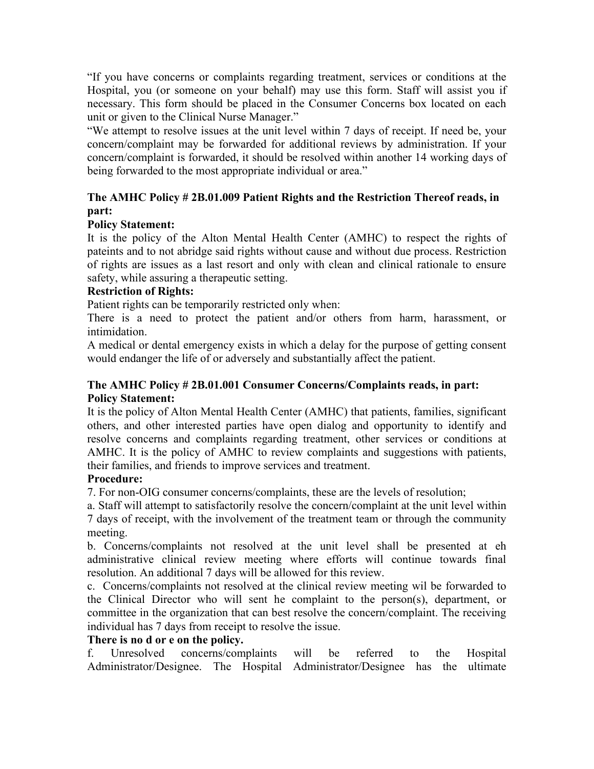"If you have concerns or complaints regarding treatment, services or conditions at the Hospital, you (or someone on your behalf) may use this form. Staff will assist you if necessary. This form should be placed in the Consumer Concerns box located on each unit or given to the Clinical Nurse Manager."

"We attempt to resolve issues at the unit level within 7 days of receipt. If need be, your concern/complaint may be forwarded for additional reviews by administration. If your concern/complaint is forwarded, it should be resolved within another 14 working days of being forwarded to the most appropriate individual or area."

**The AMHC Policy # 2B.01.009 Patient Rights and the Restriction Thereof reads, in part:**

**Policy Statement:**

It is the policy of the Alton Mental Health Center (AMHC) to respect the rights of pateints and to not abridge said rights without cause and without due process. Restriction of rights are issues as a last resort and only with clean and clinical rationale to ensure safety, while assuring a therapeutic setting.

**Restriction of Rights:**

Patient rights can be temporarily restricted only when:

There is a need to protect the patient and/or others from harm, harassment, or intimidation.

A medical or dental emergency exists in which a delay for the purpose of getting consent would endanger the life of or adversely and substantially affect the patient.

**The AMHC Policy # 2B.01.001 Consumer Concerns/Complaints reads, in part:**

**Policy Statement:**

It is the policy of Alton Mental Health Center (AMHC) that patients, families, significant others, and other interested parties have open dialog and opportunity to identify and resolve concerns and complaints regarding treatment, other services or conditions at AMHC. It is the policy of AMHC to review complaints and suggestions with patients, their families, and friends to improve services and treatment.

**Procedure:**

7. For non-OIG consumer concerns/complaints, these are the levels of resolution;

a. Staff will attempt to satisfactorily resolve the concern/complaint at the unit level within 7 days of receipt, with the involvement of the treatment team or through the community meeting.

b. Concerns/complaints not resolved at the unit level shall be presented at eh administrative clinical review meeting where efforts will continue towards final resolution. An additional 7 days will be allowed for this review.

c. Concerns/complaints not resolved at the clinical review meeting wil be forwarded to the Clinical Director who will sent he complaint to the person(s), department, or committee in the organization that can best resolve the concern/complaint. The receiving individual has 7 days from receipt to resolve the issue.

**There is no d or e on the policy.**

f. Unresolved concerns/complaints will be referred to the Hospital Administrator/Designee. The Hospital Administrator/Designee has the ultimate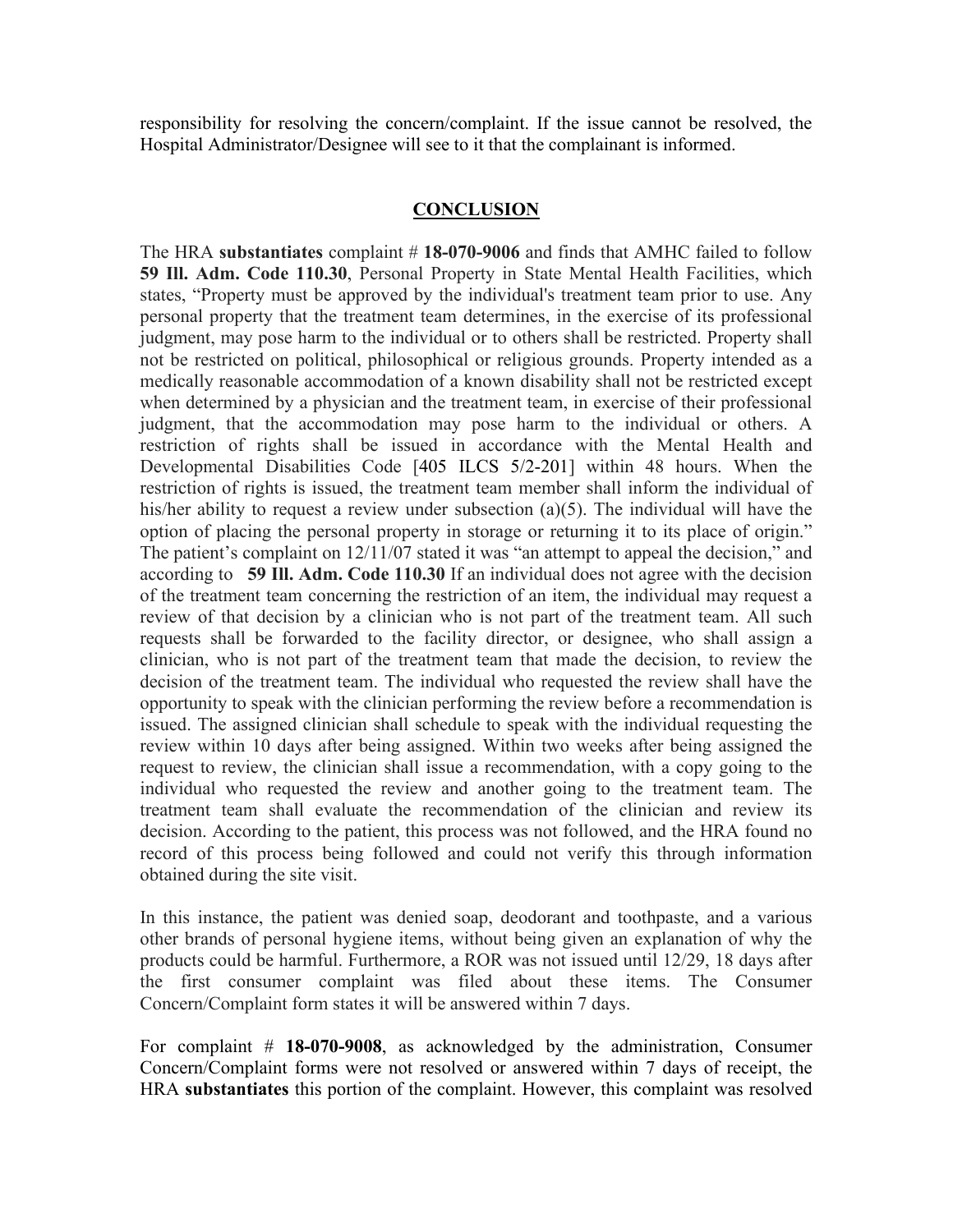responsibility for resolving the concern/complaint. If the issue cannot be resolved, the Hospital Administrator/Designee will see to it that the complainant is informed.

## CONCLUSION

The HRA **substantiates** complaint # **18-070-9006** and finds that AMHC failed to follow **59 Ill. Adm. Code 110.30**, Personal Property in State Mental Health Facilities, which states, "Property must be approved by the individual's treatment team prior to use. Any personal property that the treatment team determines, in the exercise of its professional judgment, may pose harm to the individual or to others shall be restricted. Property shall not be restricted on political, philosophical or religious grounds. Property intended as a medically reasonable accommodation of a known disability shall not be restricted except when determined by a physician and the treatment team, in exercise of their professional judgment, that the accommodation may pose harm to the individual or others. A restriction of rights shall be issued in accordance with the Mental Health and Developmental Disabilities Code [405 ILCS 5/2-201] within 48 hours. When the restriction of rights is issued, the treatment team member shall inform the individual of his/her ability to request a review under subsection (a)(5). The individual will have the option of placing the personal property in storage or returning it to its place of origin." The patient's complaint on 12/11/07 stated it was "an attempt to appeal the decision," and according to **59 Ill. Adm. Code 110.30** If an individual does not agree with the decision of the treatment team concerning the restriction of an item, the individual may request a review of that decision by a clinician who is not part of the treatment team. All such requests shall be forwarded to the facility director, or designee, who shall assign a clinician, who is not part of the treatment team that made the decision, to review the decision of the treatment team. The individual who requested the review shall have the opportunity to speak with the clinician performing the review before a recommendation is issued. The assigned clinician shall schedule to speak with the individual requesting the review within 10 days after being assigned. Within two weeks after being assigned the request to review, the clinician shall issue a recommendation, with a copy going to the individual who requested the review and another going to the treatment team. The treatment team shall evaluate the recommendation of the clinician and review its decision. According to the patient, this process was not followed, and the HRA found no record of this process being followed and could not verify this through information obtained during the site visit.

In this instance, the patient was denied soap, deodorant and toothpaste, and a various other brands of personal hygiene items, without being given an explanation of why the products could be harmful. Furthermore, a ROR was not issued until 12/29, 18 days after the first consumer complaint was filed about these items. The Consumer Concern/Complaint form states it will be answered within 7 days.

For complaint # **18-070-9008**, as acknowledged by the administration, Consumer Concern/Complaint forms were not resolved or answered within 7 days of receipt, the HRA **substantiates** this portion of the complaint. However, this complaint was resolved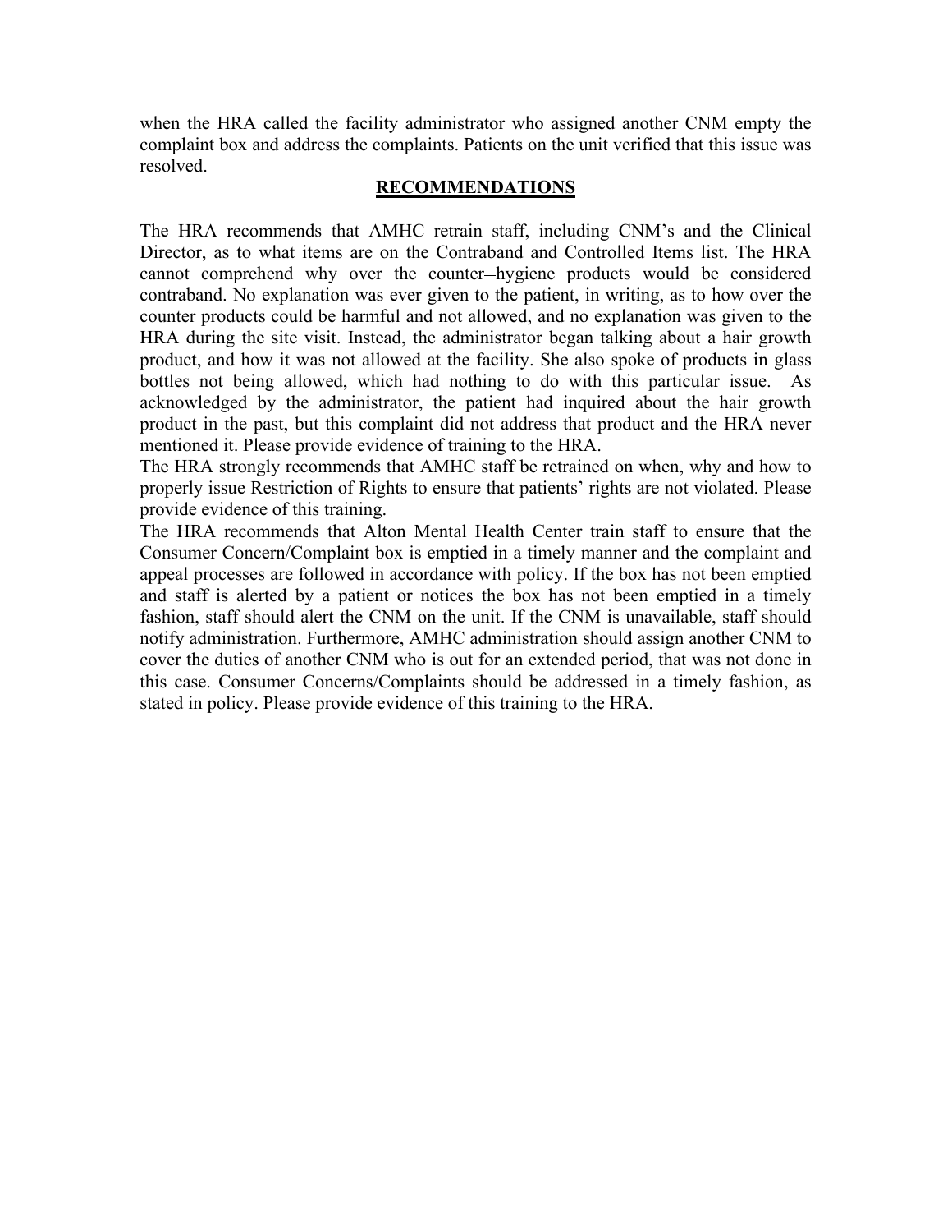when the HRA called the facility administrator who assigned another CNM empty the complaint box and address the complaints. Patients on the unit verified that this issue was resolved.

## RECOMMENDATIONS

The HRA recommends that AMHC retrain staff, including CNM's and the Clinical Director, as to what items are on the Contraband and Controlled Items list. The HRA cannot comprehend why over the counter–hygiene products would be considered contraband. No explanation was ever given to the patient, in writing, as to how over the counter products could be harmful and not allowed, and no explanation was given to the HRA during the site visit. Instead, the administrator began talking about a hair growth product, and how it was not allowed at the facility. She also spoke of products in glass bottles not being allowed, which had nothing to do with this particular issue. As acknowledged by the administrator, the patient had inquired about the hair growth product in the past, but this complaint did not address that product and the HRA never mentioned it. Please provide evidence of training to the HRA.

The HRA strongly recommends that AMHC staff be retrained on when, why and how to properly issue Restriction of Rights to ensure that patients' rights are not violated. Please provide evidence of this training.

The HRA recommends that Alton Mental Health Center train staff to ensure that the Consumer Concern/Complaint box is emptied in a timely manner and the complaint and appeal processes are followed in accordance with policy. If the box has not been emptied and staff is alerted by a patient or notices the box has not been emptied in a timely fashion, staff should alert the CNM on the unit. If the CNM is unavailable, staff should notify administration. Furthermore, AMHC administration should assign another CNM to cover the duties of another CNM who is out for an extended period, that was not done in this case. Consumer Concerns/Complaints should be addressed in a timely fashion, as stated in policy. Please provide evidence of this training to the HRA.